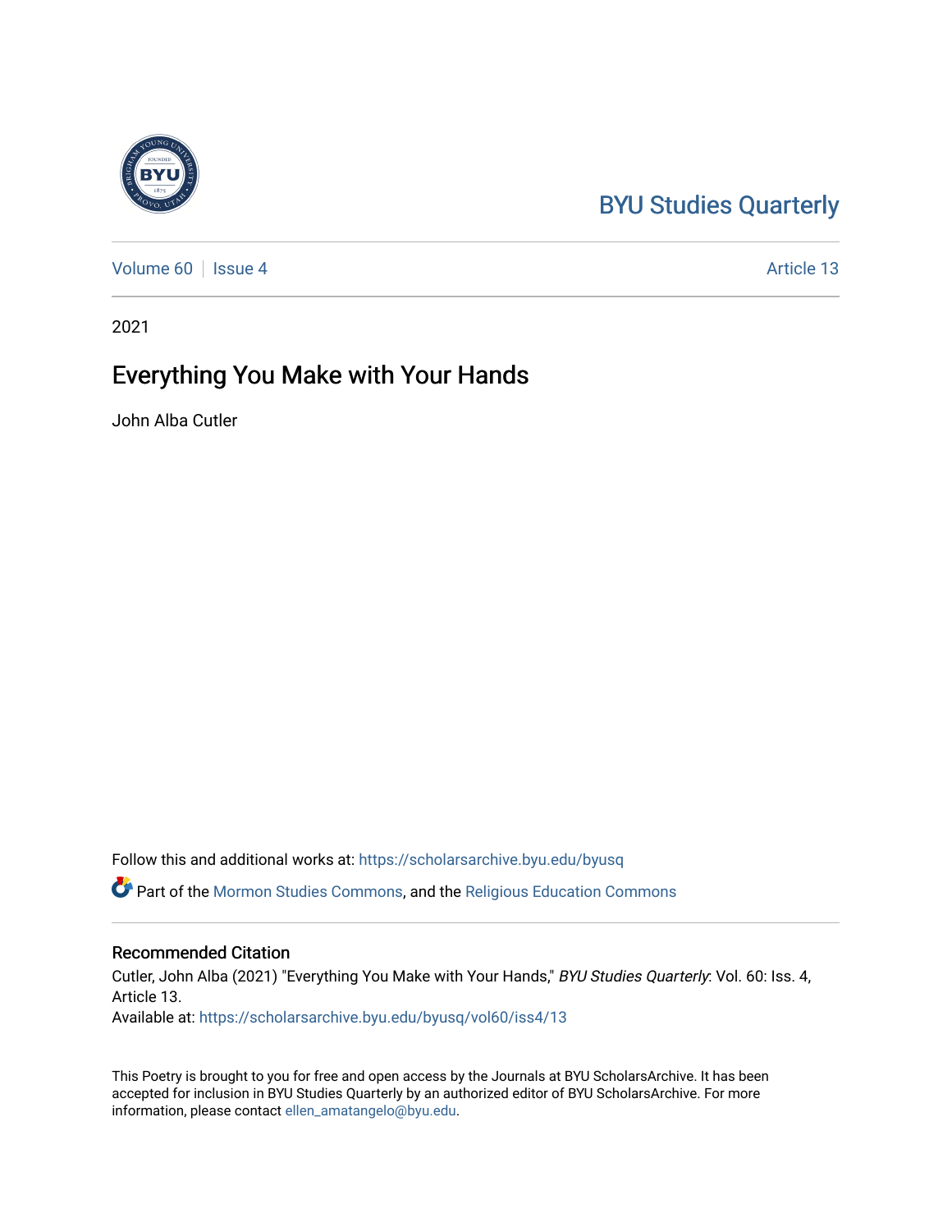BYU Studies Quarterly

Volume 60 | Issue 4 | Article 13

2021

# Everything You Make with Your Hands

John Alba Cutler

Follow this and additional works at: https://scholarsarchive.byu.edu/byusq

Part of the Mormon Studies Commons, and the Religious Education Commons

## Recommended Citation

Cutler, John Alba (2021) "Everything You Make with Your Hands," *BYU Studies Quarterly*: Vol. 60: Iss. 4, Article 13.

Available at: https://scholarsarchive.byu.edu/byusq/vol60/iss4/13

This Poetry is brought to you for free and open access by the Journals at BYU ScholarsArchive. It has been accepted for inclusion in BYU Studies Quarterly by an authorized editor of BYU ScholarsArchive. For more information, please contact ellen_amatangelo@byu.edu.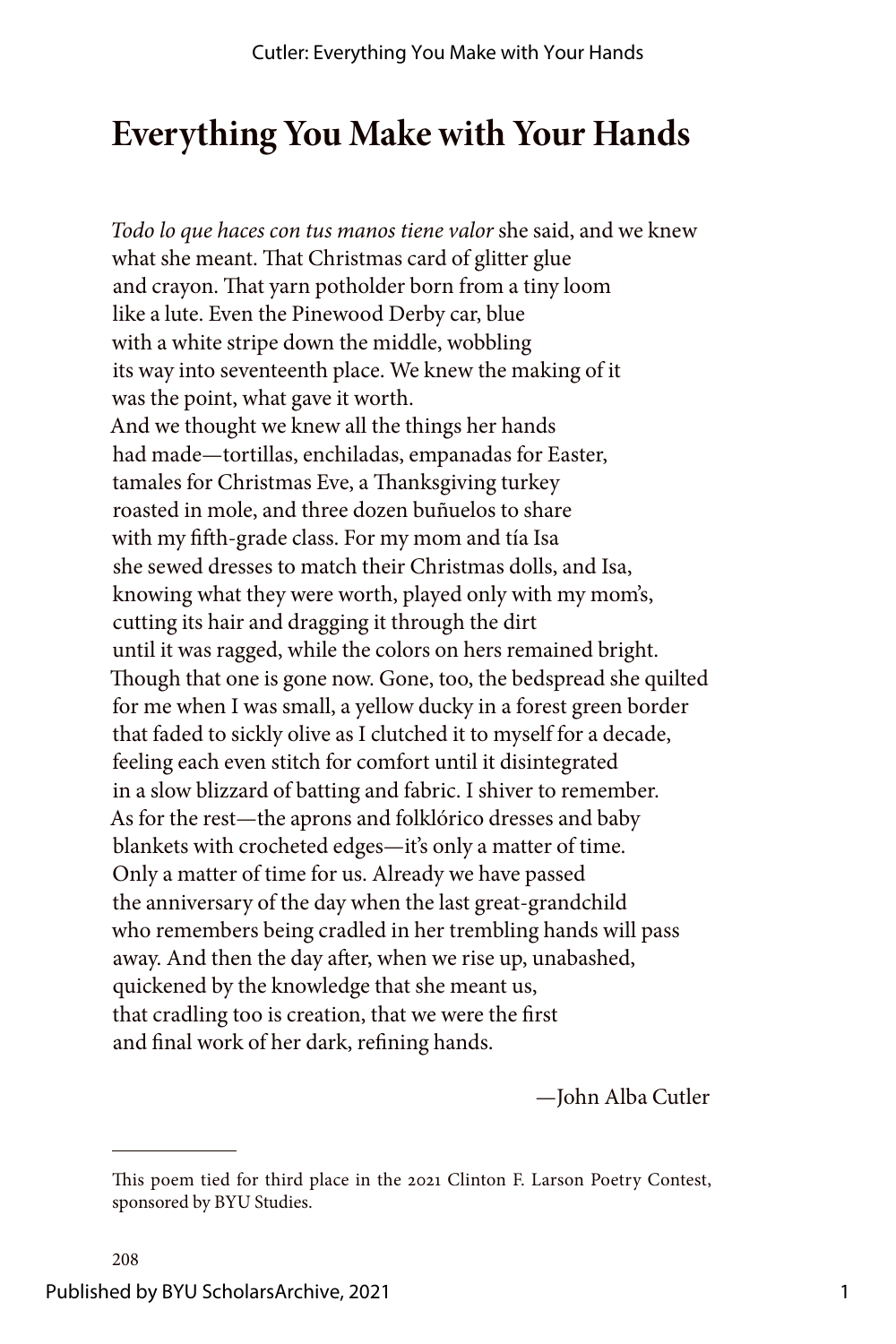# Everything You Make with Your Hands

*Todo lo que haces con tus manos tiene valor* she said, and we knew  
what she meant. That Christmas card of glitter glue  
and crayon. That yarn potholder born from a tiny loom  
like a lute. Even the Pinewood Derby car, blue  
with a white stripe down the middle, wobbling  
its way into seventeenth place. We knew the making of it  
was the point, what gave it worth.  
And we thought we knew all the things her hands  
had made—tortillas, enchiladas, empanadas for Easter,  
tamales for Christmas Eve, a Thanksgiving turkey  
roasted in mole, and three dozen buñuelos to share  
with my fifth-grade class. For my mom and tía Isa  
she sewed dresses to match their Christmas dolls, and Isa,  
knowing what they were worth, played only with my mom's,  
cutting its hair and dragging it through the dirt  
until it was ragged, while the colors on hers remained bright.  
Though that one is gone now. Gone, too, the bedspread she quilted  
for me when I was small, a yellow ducky in a forest green border  
that faded to sickly olive as I clutched it to myself for a decade,  
feeling each even stitch for comfort until it disintegrated  
in a slow blizzard of batting and fabric. I shiver to remember.  
As for the rest—the aprons and folklórico dresses and baby  
blankets with crocheted edges—it's only a matter of time.  
Only a matter of time for us. Already we have passed  
the anniversary of the day when the last great-grandchild  
who remembers being cradled in her trembling hands will pass  
away. And then the day after, when we rise up, unabashed,  
quickened by the knowledge that she meant us,  
that cradling too is creation, that we were the first  
and final work of her dark, refining hands.

—John Alba Cutler

---

This poem tied for third place in the 2021 Clinton F. Larson Poetry Contest, sponsored by BYU Studies.